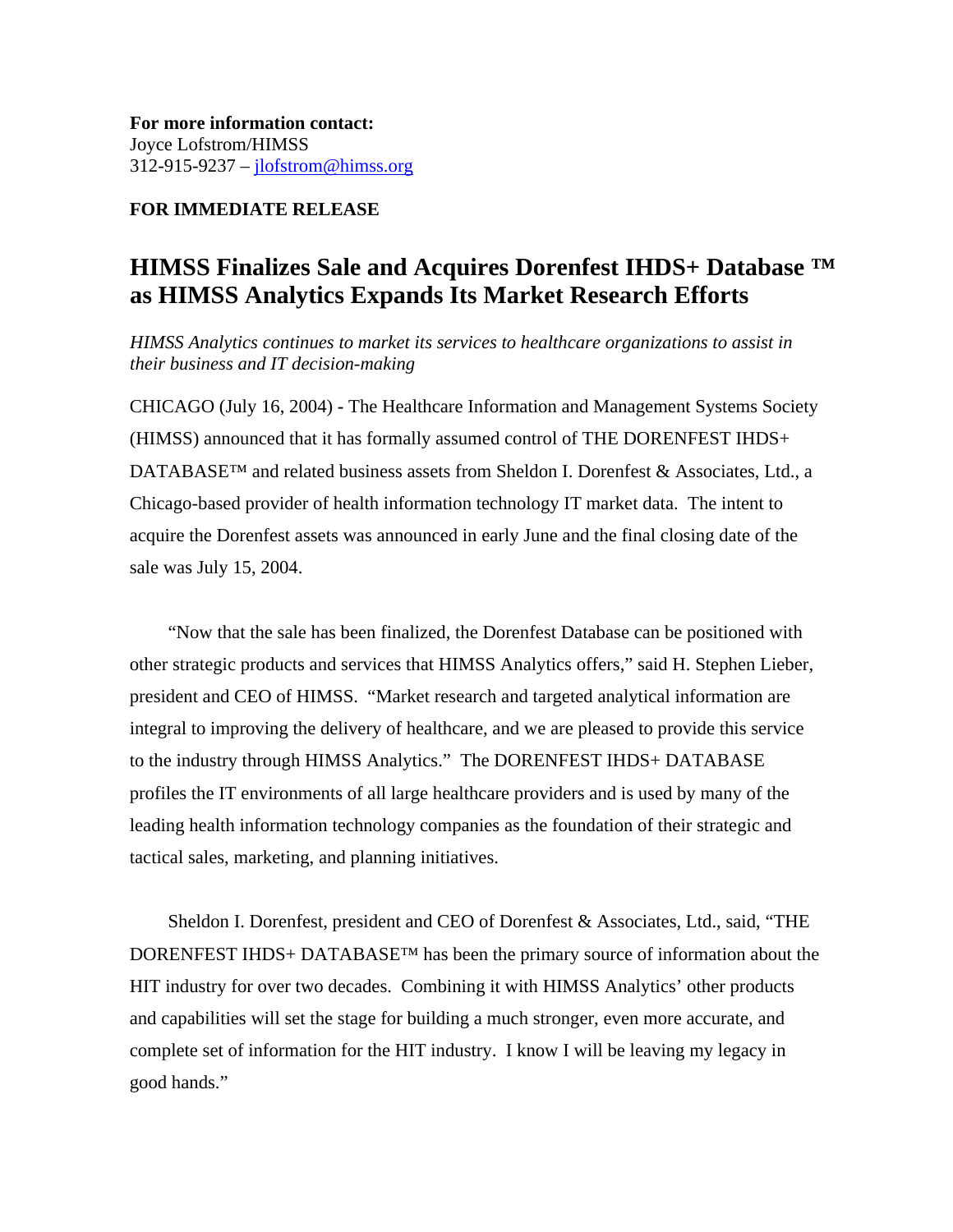**For more information contact:**
Joyce Lofstrom/HIMSS
312-915-9237 – jlofstrom@himss.org

**FOR IMMEDIATE RELEASE**

# HIMSS Finalizes Sale and Acquires Dorenfest IHDS+ Database ™ as HIMSS Analytics Expands Its Market Research Efforts

*HIMSS Analytics continues to market its services to healthcare organizations to assist in their business and IT decision-making*

CHICAGO (July 16, 2004) **-** The Healthcare Information and Management Systems Society (HIMSS) announced that it has formally assumed control of THE DORENFEST IHDS+ DATABASE™ and related business assets from Sheldon I. Dorenfest & Associates, Ltd., a Chicago-based provider of health information technology IT market data. The intent to acquire the Dorenfest assets was announced in early June and the final closing date of the sale was July 15, 2004.

"Now that the sale has been finalized, the Dorenfest Database can be positioned with other strategic products and services that HIMSS Analytics offers," said H. Stephen Lieber, president and CEO of HIMSS. "Market research and targeted analytical information are integral to improving the delivery of healthcare, and we are pleased to provide this service to the industry through HIMSS Analytics." The DORENFEST IHDS+ DATABASE profiles the IT environments of all large healthcare providers and is used by many of the leading health information technology companies as the foundation of their strategic and tactical sales, marketing, and planning initiatives.

Sheldon I. Dorenfest, president and CEO of Dorenfest & Associates, Ltd., said, "THE DORENFEST IHDS+ DATABASE™ has been the primary source of information about the HIT industry for over two decades. Combining it with HIMSS Analytics' other products and capabilities will set the stage for building a much stronger, even more accurate, and complete set of information for the HIT industry. I know I will be leaving my legacy in good hands."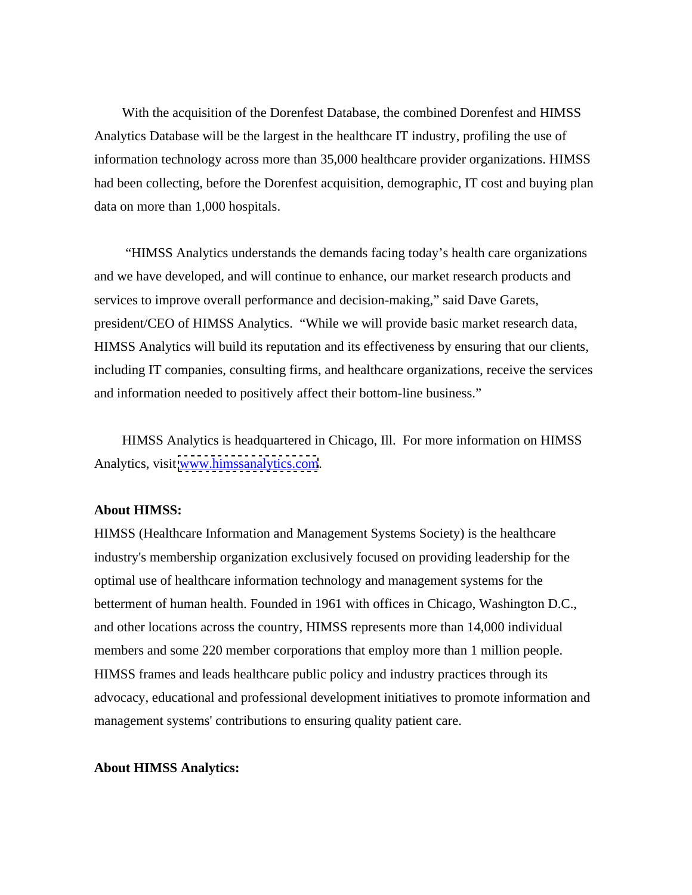With the acquisition of the Dorenfest Database, the combined Dorenfest and HIMSS Analytics Database will be the largest in the healthcare IT industry, profiling the use of information technology across more than 35,000 healthcare provider organizations. HIMSS had been collecting, before the Dorenfest acquisition, demographic, IT cost and buying plan data on more than 1,000 hospitals.

"HIMSS Analytics understands the demands facing today's health care organizations and we have developed, and will continue to enhance, our market research products and services to improve overall performance and decision-making," said Dave Garets, president/CEO of HIMSS Analytics. "While we will provide basic market research data, HIMSS Analytics will build its reputation and its effectiveness by ensuring that our clients, including IT companies, consulting firms, and healthcare organizations, receive the services and information needed to positively affect their bottom-line business."

HIMSS Analytics is headquartered in Chicago, Ill. For more information on HIMSS Analytics, visit www.himssanalytics.com.

**About HIMSS:**
HIMSS (Healthcare Information and Management Systems Society) is the healthcare industry's membership organization exclusively focused on providing leadership for the optimal use of healthcare information technology and management systems for the betterment of human health. Founded in 1961 with offices in Chicago, Washington D.C., and other locations across the country, HIMSS represents more than 14,000 individual members and some 220 member corporations that employ more than 1 million people. HIMSS frames and leads healthcare public policy and industry practices through its advocacy, educational and professional development initiatives to promote information and management systems' contributions to ensuring quality patient care.

**About HIMSS Analytics:**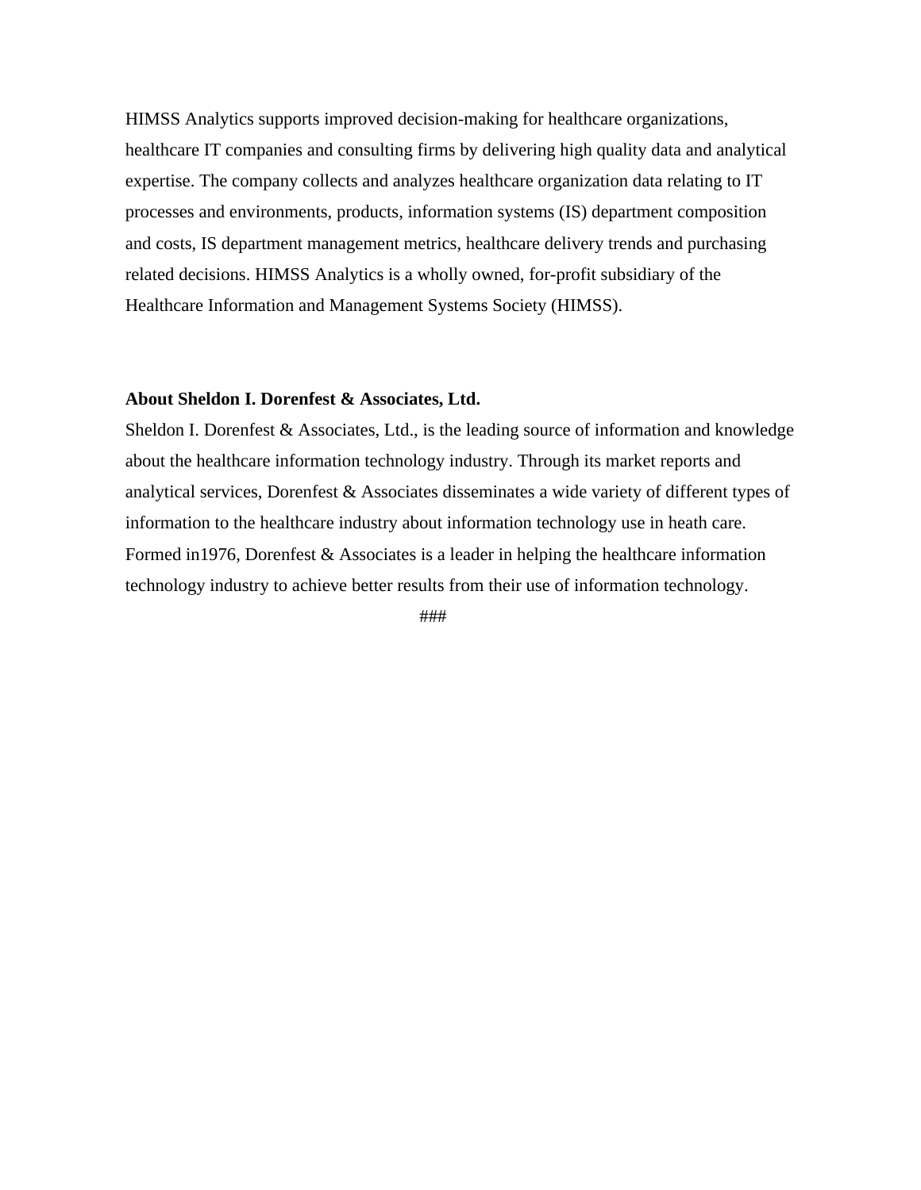HIMSS Analytics supports improved decision-making for healthcare organizations, healthcare IT companies and consulting firms by delivering high quality data and analytical expertise. The company collects and analyzes healthcare organization data relating to IT processes and environments, products, information systems (IS) department composition and costs, IS department management metrics, healthcare delivery trends and purchasing related decisions. HIMSS Analytics is a wholly owned, for-profit subsidiary of the Healthcare Information and Management Systems Society (HIMSS).

**About Sheldon I. Dorenfest & Associates, Ltd.**

Sheldon I. Dorenfest & Associates, Ltd., is the leading source of information and knowledge about the healthcare information technology industry. Through its market reports and analytical services, Dorenfest & Associates disseminates a wide variety of different types of information to the healthcare industry about information technology use in heath care. Formed in1976, Dorenfest & Associates is a leader in helping the healthcare information technology industry to achieve better results from their use of information technology.

###